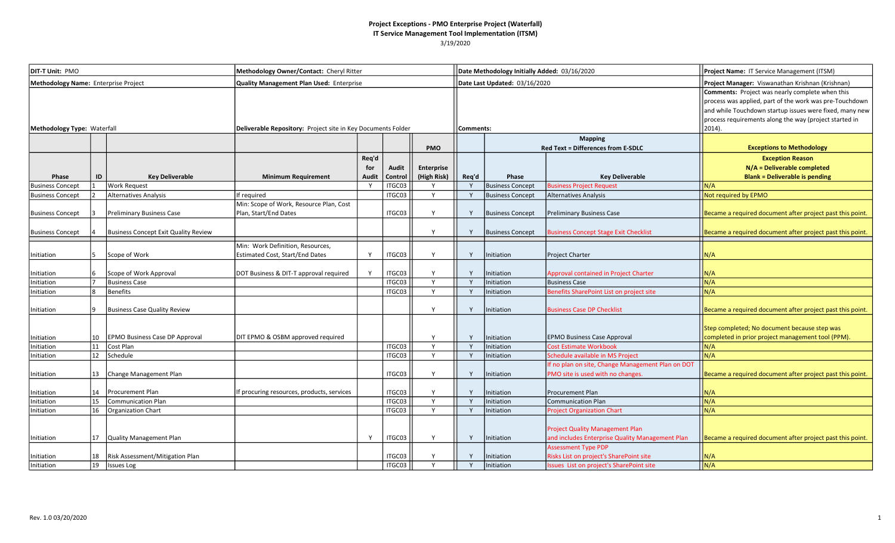**Project Exceptions - PMO Enterprise Project (Waterfall)**
**IT Service Management Tool Implementation (ITSM)**
3/19/2020

| DIT-T Unit: PMO | | | Methodology Owner/Contact: Cheryl Ritter | | | | Date Methodology Initially Added: 03/16/2020 | | | Project Name: IT Service Management (ITSM) |
|---|---|---|---|---|---|---|---|---|---|---|
| Methodology Name: Enterprise Project | | | Quality Management Plan Used: Enterprise | | | | Date Last Updated: 03/16/2020 | | | Project Manager: Viswanathan Krishnan (Krishnan) |
| Methodology Type: Waterfall | | | Deliverable Repository: Project site in Key Documents Folder | | | | Comments: | | | Comments: Project was nearly complete when this process was applied, part of the work was pre-Touchdown and while Touchdown startup issues were fixed, many new process requirements along the way (project started in 2014). |

| | | | | | | PMO | | Mapping Red Text = Differences from E-SDLC | | Exceptions to Methodology |
|---|---|---|---|---|---|---|---|---|---|---|
| **Phase** | **ID** | **Key Deliverable** | **Minimum Requirement** | **Req'd for Audit** | **Audit Control** | **Enterprise (High Risk)** | **Req'd** | **Phase** | **Key Deliverable** | **Exception Reason N/A = Deliverable completed Blank = Deliverable is pending** |
| Business Concept | 1 | Work Request | | Y | ITGC03 | Y | Y | Business Concept | Business Project Request | N/A |
| Business Concept | 2 | Alternatives Analysis | If required | | ITGC03 | Y | Y | Business Concept | Alternatives Analysis | Not required by EPMO |
| Business Concept | 3 | Preliminary Business Case | Min: Scope of Work, Resource Plan, Cost Plan, Start/End Dates | | ITGC03 | Y | Y | Business Concept | Preliminary Business Case | Became a required document after project past this point. |
| Business Concept | 4 | Business Concept Exit Quality Review | | | | Y | Y | Business Concept | Business Concept Stage Exit Checklist | Became a required document after project past this point. |
| Initiation | 5 | Scope of Work | Min: Work Definition, Resources, Estimated Cost, Start/End Dates | Y | ITGC03 | Y | Y | Initiation | Project Charter | N/A |
| Initiation | 6 | Scope of Work Approval | DOT Business & DIT-T approval required | Y | ITGC03 | Y | Y | Initiation | Approval contained in Project Charter | N/A |
| Initiation | 7 | Business Case | | | ITGC03 | Y | Y | Initiation | Business Case | N/A |
| Initiation | 8 | Benefits | | | ITGC03 | Y | Y | Initiation | Benefits SharePoint List on project site | N/A |
| Initiation | 9 | Business Case Quality Review | | | | Y | Y | Initiation | Business Case DP Checklist | Became a required document after project past this point. |
| Initiation | 10 | EPMO Business Case DP Approval | DIT EPMO & OSBM approved required | | | Y | Y | Initiation | EPMO Business Case Approval | Step completed; No document because step was completed in prior project management tool (PPM). |
| Initiation | 11 | Cost Plan | | | ITGC03 | Y | Y | Initiation | Cost Estimate Workbook | N/A |
| Initiation | 12 | Schedule | | | ITGC03 | Y | Y | Initiation | Schedule available in MS Project | N/A |
| Initiation | 13 | Change Management Plan | | | ITGC03 | Y | Y | Initiation | If no plan on site, Change Management Plan on DOT PMO site is used with no changes. | Became a required document after project past this point. |
| Initiation | 14 | Procurement Plan | If procuring resources, products, services | | ITGC03 | Y | Y | Initiation | Procurement Plan | N/A |
| Initiation | 15 | Communication Plan | | | ITGC03 | Y | Y | Initiation | Communication Plan | N/A |
| Initiation | 16 | Organization Chart | | | ITGC03 | Y | Y | Initiation | Project Organization Chart | N/A |
| Initiation | 17 | Quality Management Plan | | Y | ITGC03 | Y | Y | Initiation | Project Quality Management Plan and includes Enterprise Quality Management Plan | Became a required document after project past this point. |
| Initiation | 18 | Risk Assessment/Mitigation Plan | | | ITGC03 | Y | Y | Initiation | Assessment Type PDP Risks List on project's SharePoint site | N/A |
| Initiation | 19 | Issues Log | | | ITGC03 | Y | Y | Initiation | Issues List on project's SharePoint site | N/A |

Rev. 1.0 03/20/2020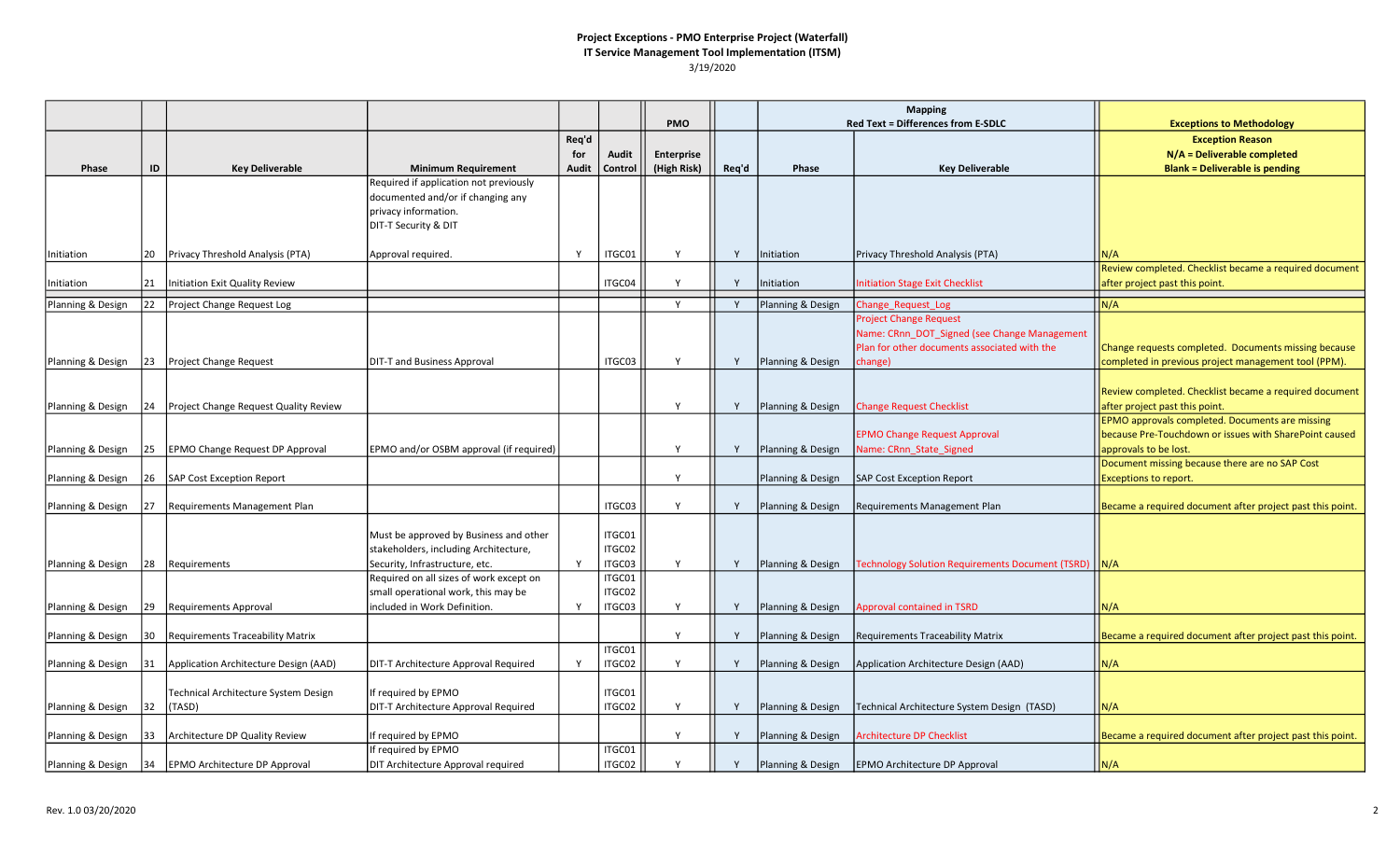**Project Exceptions - PMO Enterprise Project (Waterfall)**
**IT Service Management Tool Implementation (ITSM)**
3/19/2020

| | | | | | | PMO | | Mapping<br>Red Text = Differences from E-SDLC | | Exceptions to Methodology |
|---|---|---|---|---|---|---|---|---|---|---|
| **Phase** | **ID** | **Key Deliverable** | **Minimum Requirement** | **Req'd for Audit** | **Audit Control** | **Enterprise (High Risk)** | **Req'd** | **Phase** | **Key Deliverable** | **Exception Reason**<br>**N/A = Deliverable completed**<br>**Blank = Deliverable is pending** |
| Initiation | 20 | Privacy Threshold Analysis (PTA) | Required if application not previously documented and/or if changing any privacy information.<br>DIT-T Security & DIT Approval required. | Y | ITGC01 | Y | Y | Initiation | Privacy Threshold Analysis (PTA) | N/A |
| Initiation | 21 | Initiation Exit Quality Review | | | ITGC04 | Y | Y | Initiation | Initiation Stage Exit Checklist | Review completed. Checklist became a required document after project past this point. |
| Planning & Design | 22 | Project Change Request Log | | | | Y | Y | Planning & Design | Change_Request_Log | N/A |
| Planning & Design | 23 | Project Change Request | DIT-T and Business Approval | | ITGC03 | Y | Y | Planning & Design | Project Change Request<br>Name: CRnn_DOT_Signed (see Change Management Plan for other documents associated with the change) | Change requests completed. Documents missing because completed in previous project management tool (PPM). |
| Planning & Design | 24 | Project Change Request Quality Review | | | | Y | Y | Planning & Design | Change Request Checklist | Review completed. Checklist became a required document after project past this point. |
| Planning & Design | 25 | EPMO Change Request DP Approval | EPMO and/or OSBM approval (if required) | | | Y | Y | Planning & Design | EPMO Change Request Approval<br>Name: CRnn_State_Signed | EPMO approvals completed. Documents are missing because Pre-Touchdown or issues with SharePoint caused approvals to be lost. |
| Planning & Design | 26 | SAP Cost Exception Report | | | | Y | | Planning & Design | SAP Cost Exception Report | Document missing because there are no SAP Cost Exceptions to report. |
| Planning & Design | 27 | Requirements Management Plan | | | ITGC03 | Y | Y | Planning & Design | Requirements Management Plan | Became a required document after project past this point. |
| Planning & Design | 28 | Requirements | Must be approved by Business and other stakeholders, including Architecture, Security, Infrastructure, etc. | Y | ITGC01<br>ITGC02<br>ITGC03 | Y | Y | Planning & Design | Technology Solution Requirements Document (TSRD) | N/A |
| Planning & Design | 29 | Requirements Approval | Required on all sizes of work except on small operational work, this may be included in Work Definition. | Y | ITGC01<br>ITGC02<br>ITGC03 | Y | Y | Planning & Design | Approval contained in TSRD | N/A |
| Planning & Design | 30 | Requirements Traceability Matrix | | | | Y | Y | Planning & Design | Requirements Traceability Matrix | Became a required document after project past this point. |
| Planning & Design | 31 | Application Architecture Design (AAD) | DIT-T Architecture Approval Required | Y | ITGC01<br>ITGC02 | Y | Y | Planning & Design | Application Architecture Design (AAD) | N/A |
| Planning & Design | 32 | Technical Architecture System Design (TASD) | If required by EPMO<br>DIT-T Architecture Approval Required | | ITGC01<br>ITGC02 | Y | Y | Planning & Design | Technical Architecture System Design (TASD) | N/A |
| Planning & Design | 33 | Architecture DP Quality Review | If required by EPMO | | | Y | Y | Planning & Design | Architecture DP Checklist | Became a required document after project past this point. |
| Planning & Design | 34 | EPMO Architecture DP Approval | If required by EPMO<br>DIT Architecture Approval required | | ITGC01<br>ITGC02 | Y | Y | Planning & Design | EPMO Architecture DP Approval | N/A |

Rev. 1.0 03/20/2020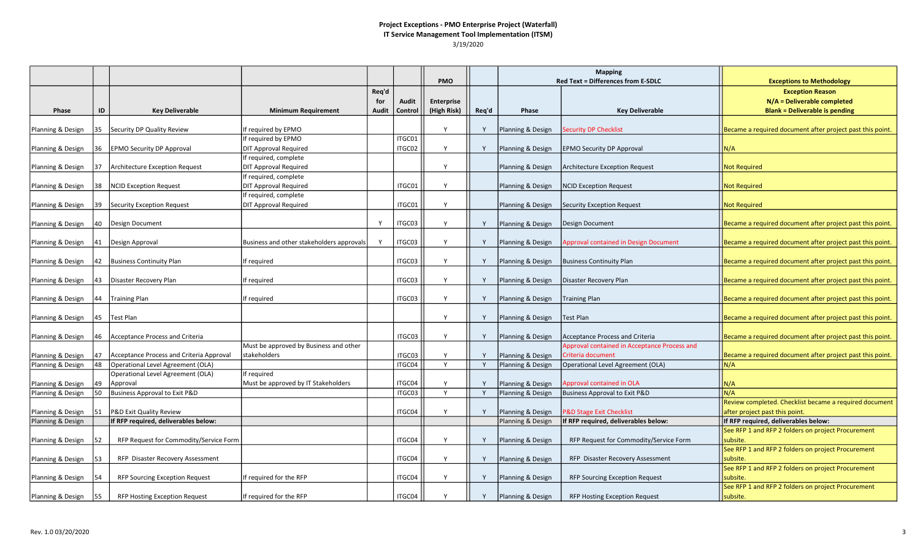**Project Exceptions - PMO Enterprise Project (Waterfall)**
**IT Service Management Tool Implementation (ITSM)**
3/19/2020

| | | | | | | PMO | | Mapping<br>Red Text = Differences from E-SDLC | | Exceptions to Methodology |
|---|---|---|---|---|---|---|---|---|---|---|
| **Phase** | **ID** | **Key Deliverable** | **Minimum Requirement** | **Req'd for Audit** | **Audit Control** | **Enterprise (High Risk)** | **Req'd** | **Phase** | **Key Deliverable** | **Exception Reason**<br>**N/A = Deliverable completed**<br>**Blank = Deliverable is pending** |
| Planning & Design | 35 | Security DP Quality Review | If required by EPMO | | | Y | Y | Planning & Design | Security DP Checklist | Became a required document after project past this point. |
| Planning & Design | 36 | EPMO Security DP Approval | If required by EPMO<br>DIT Approval Required | | ITGC01<br>ITGC02 | Y | Y | Planning & Design | EPMO Security DP Approval | N/A |
| Planning & Design | 37 | Architecture Exception Request | If required, complete<br>DIT Approval Required | | | Y | | Planning & Design | Architecture Exception Request | Not Required |
| Planning & Design | 38 | NCID Exception Request | If required, complete<br>DIT Approval Required | | ITGC01 | Y | | Planning & Design | NCID Exception Request | Not Required |
| Planning & Design | 39 | Security Exception Request | If required, complete<br>DIT Approval Required | | ITGC01 | Y | | Planning & Design | Security Exception Request | Not Required |
| Planning & Design | 40 | Design Document | | Y | ITGC03 | Y | Y | Planning & Design | Design Document | Became a required document after project past this point. |
| Planning & Design | 41 | Design Approval | Business and other stakeholders approvals | Y | ITGC03 | Y | Y | Planning & Design | Approval contained in Design Document | Became a required document after project past this point. |
| Planning & Design | 42 | Business Continuity Plan | If required | | ITGC03 | Y | Y | Planning & Design | Business Continuity Plan | Became a required document after project past this point. |
| Planning & Design | 43 | Disaster Recovery Plan | If required | | ITGC03 | Y | Y | Planning & Design | Disaster Recovery Plan | Became a required document after project past this point. |
| Planning & Design | 44 | Training Plan | If required | | ITGC03 | Y | Y | Planning & Design | Training Plan | Became a required document after project past this point. |
| Planning & Design | 45 | Test Plan | | | | Y | Y | Planning & Design | Test Plan | Became a required document after project past this point. |
| Planning & Design | 46 | Acceptance Process and Criteria | | | ITGC03 | Y | Y | Planning & Design | Acceptance Process and Criteria | Became a required document after project past this point. |
| Planning & Design | 47 | Acceptance Process and Criteria Approval | Must be approved by Business and other stakeholders | | ITGC03 | Y | Y | Planning & Design | Approval contained in Acceptance Process and Criteria document | Became a required document after project past this point. |
| Planning & Design | 48 | Operational Level Agreement (OLA) | | | ITGC04 | Y | Y | Planning & Design | Operational Level Agreement (OLA) | N/A |
| Planning & Design | 49 | Operational Level Agreement (OLA) Approval | If required<br>Must be approved by IT Stakeholders | | ITGC04 | Y | Y | Planning & Design | Approval contained in OLA | N/A |
| Planning & Design | 50 | Business Approval to Exit P&D | | | ITGC03 | Y | Y | Planning & Design | Business Approval to Exit P&D | N/A |
| Planning & Design | 51 | P&D Exit Quality Review | | | ITGC04 | Y | Y | Planning & Design | P&D Stage Exit Checklist | Review completed. Checklist became a required document after project past this point. |
| Planning & Design | | **If RFP required, deliverables below:** | | | | | | Planning & Design | **If RFP required, deliverables below:** | **If RFP required, deliverables below:** |
| Planning & Design | 52 | RFP Request for Commodity/Service Form | | | ITGC04 | Y | Y | Planning & Design | RFP Request for Commodity/Service Form | See RFP 1 and RFP 2 folders on project Procurement subsite. |
| Planning & Design | 53 | RFP Disaster Recovery Assessment | | | ITGC04 | Y | Y | Planning & Design | RFP Disaster Recovery Assessment | See RFP 1 and RFP 2 folders on project Procurement subsite. |
| Planning & Design | 54 | RFP Sourcing Exception Request | If required for the RFP | | ITGC04 | Y | Y | Planning & Design | RFP Sourcing Exception Request | See RFP 1 and RFP 2 folders on project Procurement subsite. |
| Planning & Design | 55 | RFP Hosting Exception Request | If required for the RFP | | ITGC04 | Y | Y | Planning & Design | RFP Hosting Exception Request | See RFP 1 and RFP 2 folders on project Procurement subsite. |

Rev. 1.0 03/20/2020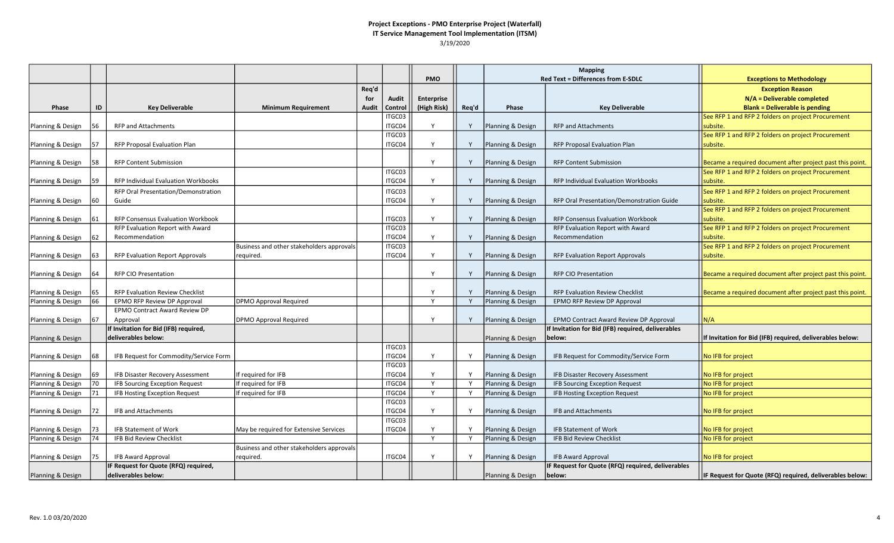**Project Exceptions - PMO Enterprise Project (Waterfall)**
**IT Service Management Tool Implementation (ITSM)**
3/19/2020

| | | | | | | PMO | | Mapping Red Text = Differences from E-SDLC | | Exceptions to Methodology |
|---|---|---|---|---|---|---|---|---|---|---|
| Phase | ID | Key Deliverable | Minimum Requirement | Req'd for Audit | Audit Control | Enterprise (High Risk) | Req'd | Phase | Key Deliverable | Exception Reason N/A = Deliverable completed Blank = Deliverable is pending |
| Planning & Design | 56 | RFP and Attachments | | | ITGC03 ITGC04 | Y | Y | Planning & Design | RFP and Attachments | See RFP 1 and RFP 2 folders on project Procurement subsite. |
| Planning & Design | 57 | RFP Proposal Evaluation Plan | | | ITGC03 ITGC04 | Y | Y | Planning & Design | RFP Proposal Evaluation Plan | See RFP 1 and RFP 2 folders on project Procurement subsite. |
| Planning & Design | 58 | RFP Content Submission | | | | Y | Y | Planning & Design | RFP Content Submission | Became a required document after project past this point. |
| Planning & Design | 59 | RFP Individual Evaluation Workbooks | | | ITGC03 ITGC04 | Y | Y | Planning & Design | RFP Individual Evaluation Workbooks | See RFP 1 and RFP 2 folders on project Procurement subsite. |
| Planning & Design | 60 | RFP Oral Presentation/Demonstration Guide | | | ITGC03 ITGC04 | Y | Y | Planning & Design | RFP Oral Presentation/Demonstration Guide | See RFP 1 and RFP 2 folders on project Procurement subsite. |
| Planning & Design | 61 | RFP Consensus Evaluation Workbook | | | ITGC03 | Y | Y | Planning & Design | RFP Consensus Evaluation Workbook | See RFP 1 and RFP 2 folders on project Procurement subsite. |
| Planning & Design | 62 | RFP Evaluation Report with Award Recommendation | | | ITGC03 ITGC04 | Y | Y | Planning & Design | RFP Evaluation Report with Award Recommendation | See RFP 1 and RFP 2 folders on project Procurement subsite. |
| Planning & Design | 63 | RFP Evaluation Report Approvals | Business and other stakeholders approvals required. | | ITGC03 ITGC04 | Y | Y | Planning & Design | RFP Evaluation Report Approvals | See RFP 1 and RFP 2 folders on project Procurement subsite. |
| Planning & Design | 64 | RFP CIO Presentation | | | | Y | Y | Planning & Design | RFP CIO Presentation | Became a required document after project past this point. |
| Planning & Design | 65 | RFP Evaluation Review Checklist | | | | Y | Y | Planning & Design | RFP Evaluation Review Checklist | Became a required document after project past this point. |
| Planning & Design | 66 | EPMO RFP Review DP Approval | DPMO Approval Required | | | Y | Y | Planning & Design | EPMO RFP Review DP Approval | |
| Planning & Design | 67 | EPMO Contract Award Review DP Approval | DPMO Approval Required | | | Y | Y | Planning & Design | EPMO Contract Award Review DP Approval | N/A |
| Planning & Design | | **If Invitation for Bid (IFB) required, deliverables below:** | | | | | | Planning & Design | **If Invitation for Bid (IFB) required, deliverables below:** | **If Invitation for Bid (IFB) required, deliverables below:** |
| Planning & Design | 68 | IFB Request for Commodity/Service Form | | | ITGC03 ITGC04 | Y | Y | Planning & Design | IFB Request for Commodity/Service Form | No IFB for project |
| Planning & Design | 69 | IFB Disaster Recovery Assessment | If required for IFB | | ITGC03 ITGC04 | Y | Y | Planning & Design | IFB Disaster Recovery Assessment | No IFB for project |
| Planning & Design | 70 | IFB Sourcing Exception Request | If required for IFB | | ITGC04 | Y | Y | Planning & Design | IFB Sourcing Exception Request | No IFB for project |
| Planning & Design | 71 | IFB Hosting Exception Request | If required for IFB | | ITGC04 | Y | Y | Planning & Design | IFB Hosting Exception Request | No IFB for project |
| Planning & Design | 72 | IFB and Attachments | | | ITGC03 ITGC04 | Y | Y | Planning & Design | IFB and Attachments | No IFB for project |
| Planning & Design | 73 | IFB Statement of Work | May be required for Extensive Services | | ITGC03 ITGC04 | Y | Y | Planning & Design | IFB Statement of Work | No IFB for project |
| Planning & Design | 74 | IFB Bid Review Checklist | | | | Y | Y | Planning & Design | IFB Bid Review Checklist | No IFB for project |
| Planning & Design | 75 | IFB Award Approval | Business and other stakeholders approvals required. | | ITGC04 | Y | Y | Planning & Design | IFB Award Approval | No IFB for project |
| Planning & Design | | **IF Request for Quote (RFQ) required, deliverables below:** | | | | | | Planning & Design | **IF Request for Quote (RFQ) required, deliverables below:** | **IF Request for Quote (RFQ) required, deliverables below:** |

Rev. 1.0 03/20/2020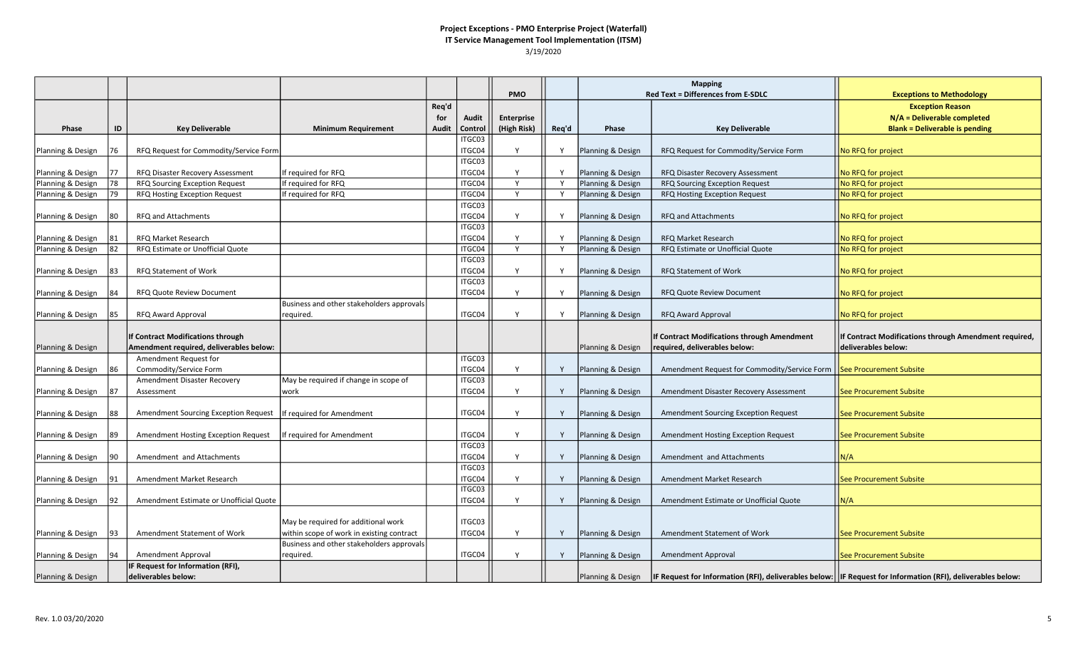**Project Exceptions - PMO Enterprise Project (Waterfall)**
**IT Service Management Tool Implementation (ITSM)**
3/19/2020

| | | | | | | PMO | | Mapping<br>Red Text = Differences from E-SDLC | | Exceptions to Methodology |
|---|---|---|---|---|---|---|---|---|---|---|
| Phase | ID | Key Deliverable | Minimum Requirement | Req'd for Audit | Audit Control | Enterprise (High Risk) | Req'd | Phase | Key Deliverable | Exception Reason<br>N/A = Deliverable completed<br>Blank = Deliverable is pending |
| Planning & Design | 76 | RFQ Request for Commodity/Service Form | | | ITGC03<br>ITGC04 | Y | Y | Planning & Design | RFQ Request for Commodity/Service Form | No RFQ for project |
| Planning & Design | 77 | RFQ Disaster Recovery Assessment | If required for RFQ | | ITGC03<br>ITGC04 | Y | Y | Planning & Design | RFQ Disaster Recovery Assessment | No RFQ for project |
| Planning & Design | 78 | RFQ Sourcing Exception Request | If required for RFQ | | ITGC04 | Y | Y | Planning & Design | RFQ Sourcing Exception Request | No RFQ for project |
| Planning & Design | 79 | RFQ Hosting Exception Request | If required for RFQ | | ITGC04 | Y | Y | Planning & Design | RFQ Hosting Exception Request | No RFQ for project |
| Planning & Design | 80 | RFQ and Attachments | | | ITGC03<br>ITGC04 | Y | Y | Planning & Design | RFQ and Attachments | No RFQ for project |
| Planning & Design | 81 | RFQ Market Research | | | ITGC03<br>ITGC04 | Y | Y | Planning & Design | RFQ Market Research | No RFQ for project |
| Planning & Design | 82 | RFQ Estimate or Unofficial Quote | | | ITGC04 | Y | Y | Planning & Design | RFQ Estimate or Unofficial Quote | No RFQ for project |
| Planning & Design | 83 | RFQ Statement of Work | | | ITGC03<br>ITGC04 | Y | Y | Planning & Design | RFQ Statement of Work | No RFQ for project |
| Planning & Design | 84 | RFQ Quote Review Document | | | ITGC03<br>ITGC04 | Y | Y | Planning & Design | RFQ Quote Review Document | No RFQ for project |
| Planning & Design | 85 | RFQ Award Approval | Business and other stakeholders approvals required. | | ITGC04 | Y | Y | Planning & Design | RFQ Award Approval | No RFQ for project |
| Planning & Design | | **If Contract Modifications through Amendment required, deliverables below:** | | | | | | Planning & Design | **If Contract Modifications through Amendment required, deliverables below:** | **If Contract Modifications through Amendment required, deliverables below:** |
| Planning & Design | 86 | Amendment Request for Commodity/Service Form | | | ITGC03<br>ITGC04 | Y | Y | Planning & Design | Amendment Request for Commodity/Service Form | See Procurement Subsite |
| Planning & Design | 87 | Amendment Disaster Recovery Assessment | May be required if change in scope of work | | ITGC03<br>ITGC04 | Y | Y | Planning & Design | Amendment Disaster Recovery Assessment | See Procurement Subsite |
| Planning & Design | 88 | Amendment Sourcing Exception Request | If required for Amendment | | ITGC04 | Y | Y | Planning & Design | Amendment Sourcing Exception Request | See Procurement Subsite |
| Planning & Design | 89 | Amendment Hosting Exception Request | If required for Amendment | | ITGC04 | Y | Y | Planning & Design | Amendment Hosting Exception Request | See Procurement Subsite |
| Planning & Design | 90 | Amendment and Attachments | | | ITGC03<br>ITGC04 | Y | Y | Planning & Design | Amendment and Attachments | N/A |
| Planning & Design | 91 | Amendment Market Research | | | ITGC03<br>ITGC04 | Y | Y | Planning & Design | Amendment Market Research | See Procurement Subsite |
| Planning & Design | 92 | Amendment Estimate or Unofficial Quote | | | ITGC03<br>ITGC04 | Y | Y | Planning & Design | Amendment Estimate or Unofficial Quote | N/A |
| Planning & Design | 93 | Amendment Statement of Work | May be required for additional work within scope of work in existing contract | | ITGC03<br>ITGC04 | Y | Y | Planning & Design | Amendment Statement of Work | See Procurement Subsite |
| Planning & Design | 94 | Amendment Approval | Business and other stakeholders approvals required. | | ITGC04 | Y | Y | Planning & Design | Amendment Approval | See Procurement Subsite |
| Planning & Design | | **IF Request for Information (RFI), deliverables below:** | | | | | | Planning & Design | **IF Request for Information (RFI), deliverables below:** | **IF Request for Information (RFI), deliverables below:** |

Rev. 1.0 03/20/2020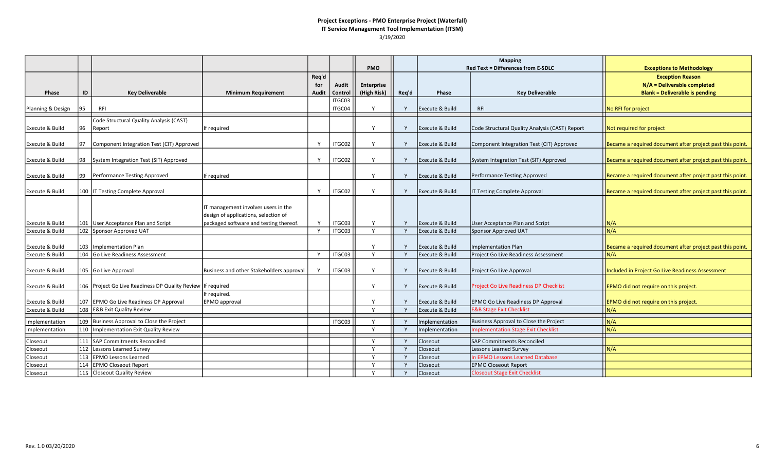**Project Exceptions - PMO Enterprise Project (Waterfall)**
**IT Service Management Tool Implementation (ITSM)**
3/19/2020

| | | | | | | PMO | | Mapping Red Text = Differences from E-SDLC | | Exceptions to Methodology |
|---|---|---|---|---|---|---|---|---|---|---|
| **Phase** | **ID** | **Key Deliverable** | **Minimum Requirement** | **Req'd for Audit** | **Audit Control** | **Enterprise (High Risk)** | **Req'd** | **Phase** | **Key Deliverable** | **Exception Reason N/A = Deliverable completed Blank = Deliverable is pending** |
| Planning & Design | 95 | RFI | | | ITGC03 ITGC04 | Y | Y | Execute & Build | RFI | No RFI for project |
| Execute & Build | 96 | Code Structural Quality Analysis (CAST) Report | If required | | | Y | Y | Execute & Build | Code Structural Quality Analysis (CAST) Report | Not required for project |
| Execute & Build | 97 | Component Integration Test (CIT) Approved | | Y | ITGC02 | Y | Y | Execute & Build | Component Integration Test (CIT) Approved | Became a required document after project past this point. |
| Execute & Build | 98 | System Integration Test (SIT) Approved | | Y | ITGC02 | Y | Y | Execute & Build | System Integration Test (SIT) Approved | Became a required document after project past this point. |
| Execute & Build | 99 | Performance Testing Approved | If required | | | Y | Y | Execute & Build | Performance Testing Approved | Became a required document after project past this point. |
| Execute & Build | 100 | IT Testing Complete Approval | | Y | ITGC02 | Y | Y | Execute & Build | IT Testing Complete Approval | Became a required document after project past this point. |
| Execute & Build | 101 | User Acceptance Plan and Script | IT management involves users in the design of applications, selection of packaged software and testing thereof. | Y | ITGC03 | Y | Y | Execute & Build | User Acceptance Plan and Script | N/A |
| Execute & Build | 102 | Sponsor Approved UAT | | Y | ITGC03 | Y | Y | Execute & Build | Sponsor Approved UAT | N/A |
| Execute & Build | 103 | Implementation Plan | | | | Y | Y | Execute & Build | Implementation Plan | Became a required document after project past this point. |
| Execute & Build | 104 | Go Live Readiness Assessment | | Y | ITGC03 | Y | Y | Execute & Build | Project Go Live Readiness Assessment | N/A |
| Execute & Build | 105 | Go Live Approval | Business and other Stakeholders approval | Y | ITGC03 | Y | Y | Execute & Build | Project Go Live Approval | Included in Project Go Live Readiness Assessment |
| Execute & Build | 106 | Project Go Live Readiness DP Quality Review | If required | | | Y | Y | Execute & Build | Project Go Live Readiness DP Checklist | EPMO did not require on this project. |
| Execute & Build | 107 | EPMO Go Live Readiness DP Approval | If required. EPMO approval | | | Y | Y | Execute & Build | EPMO Go Live Readiness DP Approval | EPMO did not require on this project. |
| Execute & Build | 108 | E&B Exit Quality Review | | | | Y | Y | Execute & Build | E&B Stage Exit Checklist | N/A |
| Implementation | 109 | Business Approval to Close the Project | | | ITGC03 | Y | Y | Implementation | Business Approval to Close the Project | N/A |
| Implementation | 110 | Implementation Exit Quality Review | | | | Y | Y | Implementation | Implementation Stage Exit Checklist | N/A |
| Closeout | 111 | SAP Commitments Reconciled | | | | Y | Y | Closeout | SAP Commitments Reconciled | |
| Closeout | 112 | Lessons Learned Survey | | | | Y | Y | Closeout | Lessons Learned Survey | N/A |
| Closeout | 113 | EPMO Lessons Learned | | | | Y | Y | Closeout | In EPMO Lessons Learned Database | |
| Closeout | 114 | EPMO Closeout Report | | | | Y | Y | Closeout | EPMO Closeout Report | |
| Closeout | 115 | Closeout Quality Review | | | | Y | Y | Closeout | Closeout Stage Exit Checklist | |

Rev. 1.0 03/20/2020